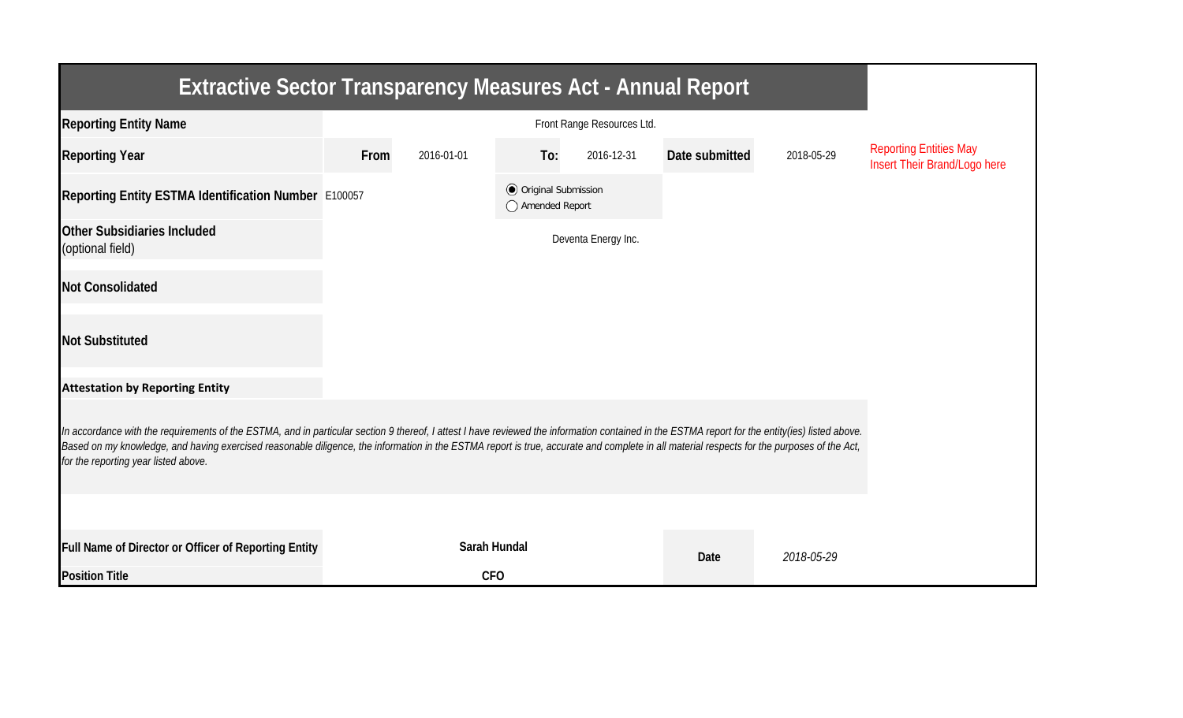# Extractive Sector Transparency Measures Act - Annual Report

| | | | | | | | |
|---|---|---|---|---|---|---|---|
| **Reporting Entity Name** | Front Range Resources Ltd. | | | | | | Reporting Entities May Insert Their Brand/Logo here |
| **Reporting Year** | **From** | 2016-01-01 | **To:** | 2016-12-31 | **Date submitted** | 2018-05-29 | |
| **Reporting Entity ESTMA Identification Number** | E100057 | | ◉ Original Submission<br>◯ Amended Report | | | | |
| **Other Subsidiaries Included** (optional field) | Deventa Energy Inc. | | | | | | |
| **Not Consolidated** | | | | | | | |
| **Not Substituted** | | | | | | | |

**Attestation by Reporting Entity**

*In accordance with the requirements of the ESTMA, and in particular section 9 thereof, I attest I have reviewed the information contained in the ESTMA report for the entity(ies) listed above. Based on my knowledge, and having exercised reasonable diligence, the information in the ESTMA report is true, accurate and complete in all material respects for the purposes of the Act, for the reporting year listed above.*

| | | | |
|---|---|---|---|
| **Full Name of Director or Officer of Reporting Entity** | **Sarah Hundal** | **Date** | *2018-05-29* |
| **Position Title** | **CFO** | | |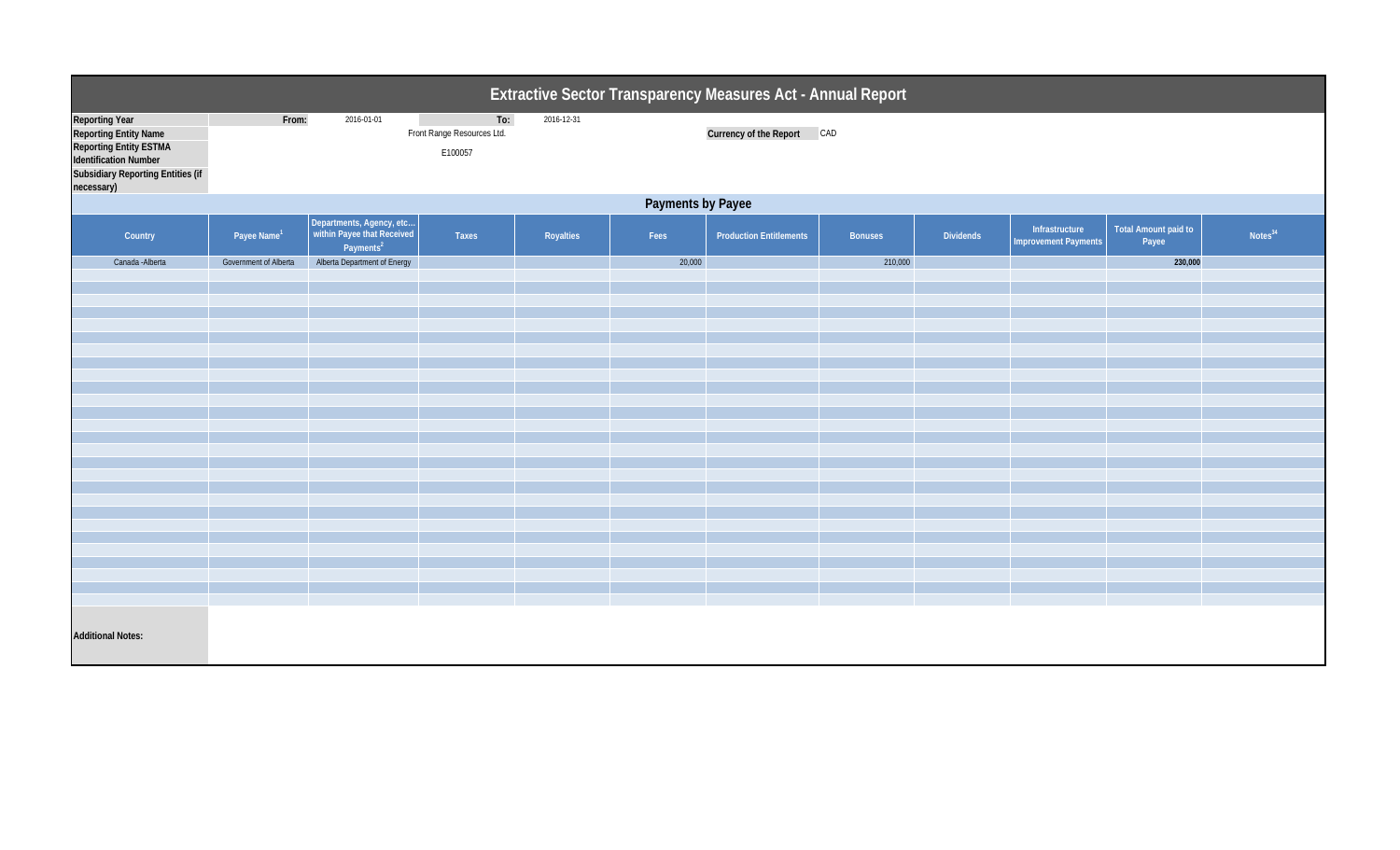# Extractive Sector Transparency Measures Act - Annual Report

| | | | | |
|---|---|---|---|---|
| **Reporting Year** | From: | 2016-01-01 | To: | 2016-12-31 |
| **Reporting Entity Name** | | Front Range Resources Ltd. | | **Currency of the Report** CAD |
| **Reporting Entity ESTMA Identification Number** | | E100057 | | |
| **Subsidiary Reporting Entities (if necessary)** | | | | |

## Payments by Payee

| Country | Payee Name[1] | Departments, Agency, etc... within Payee that Received Payments[2] | Taxes | Royalties | Fees | Production Entitlements | Bonuses | Dividends | Infrastructure Improvement Payments | Total Amount paid to Payee | Notes[34] |
|---|---|---|---|---|---|---|---|---|---|---|---|
| Canada -Alberta | Government of Alberta | Alberta Department of Energy | | | 20,000 | | 210,000 | | | **230,000** | |

**Additional Notes:**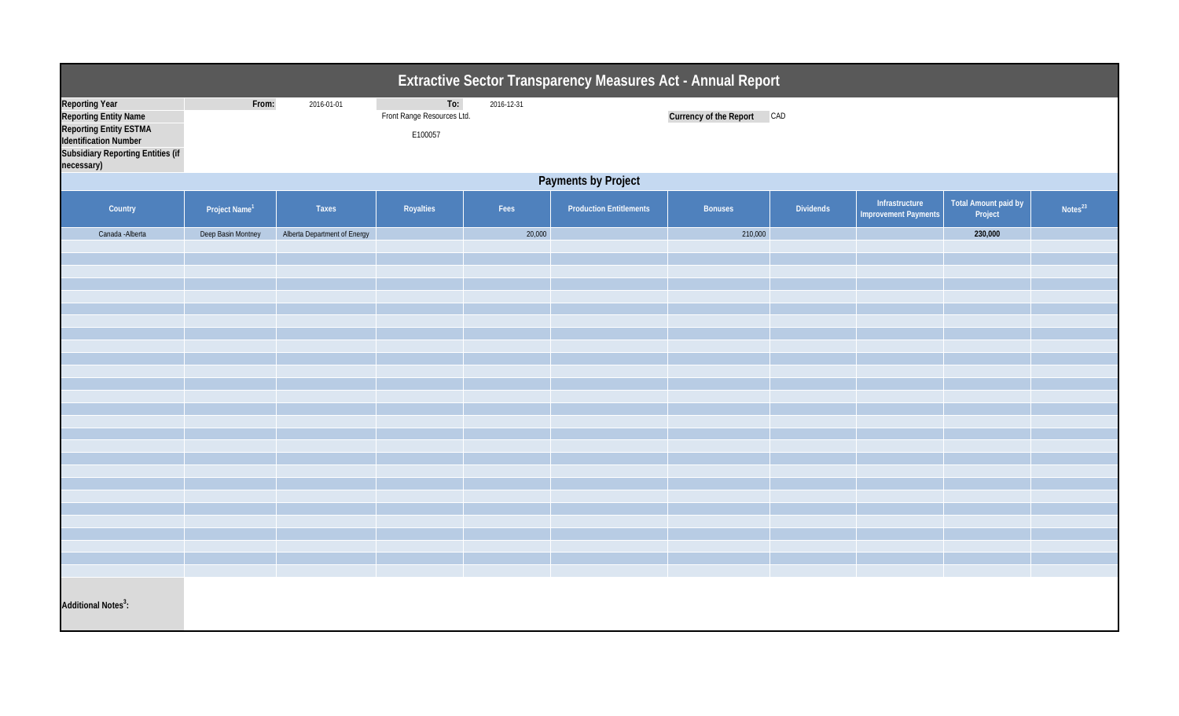# Extractive Sector Transparency Measures Act - Annual Report

| | | | |
|---|---|---|---|
| **Reporting Year** | **From:** 2016-01-01 | **To:** 2016-12-31 | |
| **Reporting Entity Name** | Front Range Resources Ltd. | **Currency of the Report** | CAD |
| **Reporting Entity ESTMA Identification Number** | E100057 | | |
| **Subsidiary Reporting Entities (if necessary)** | | | |

## Payments by Project

| Country | Project Name[1] | Taxes | Royalties | Fees | Production Entitlements | Bonuses | Dividends | Infrastructure Improvement Payments | Total Amount paid by Project | Notes[23] |
|---|---|---|---|---|---|---|---|---|---|---|
| Canada -Alberta | Deep Basin Montney | Alberta Department of Energy | | 20,000 | | 210,000 | | | **230,000** | |

**Additional Notes[3]:**